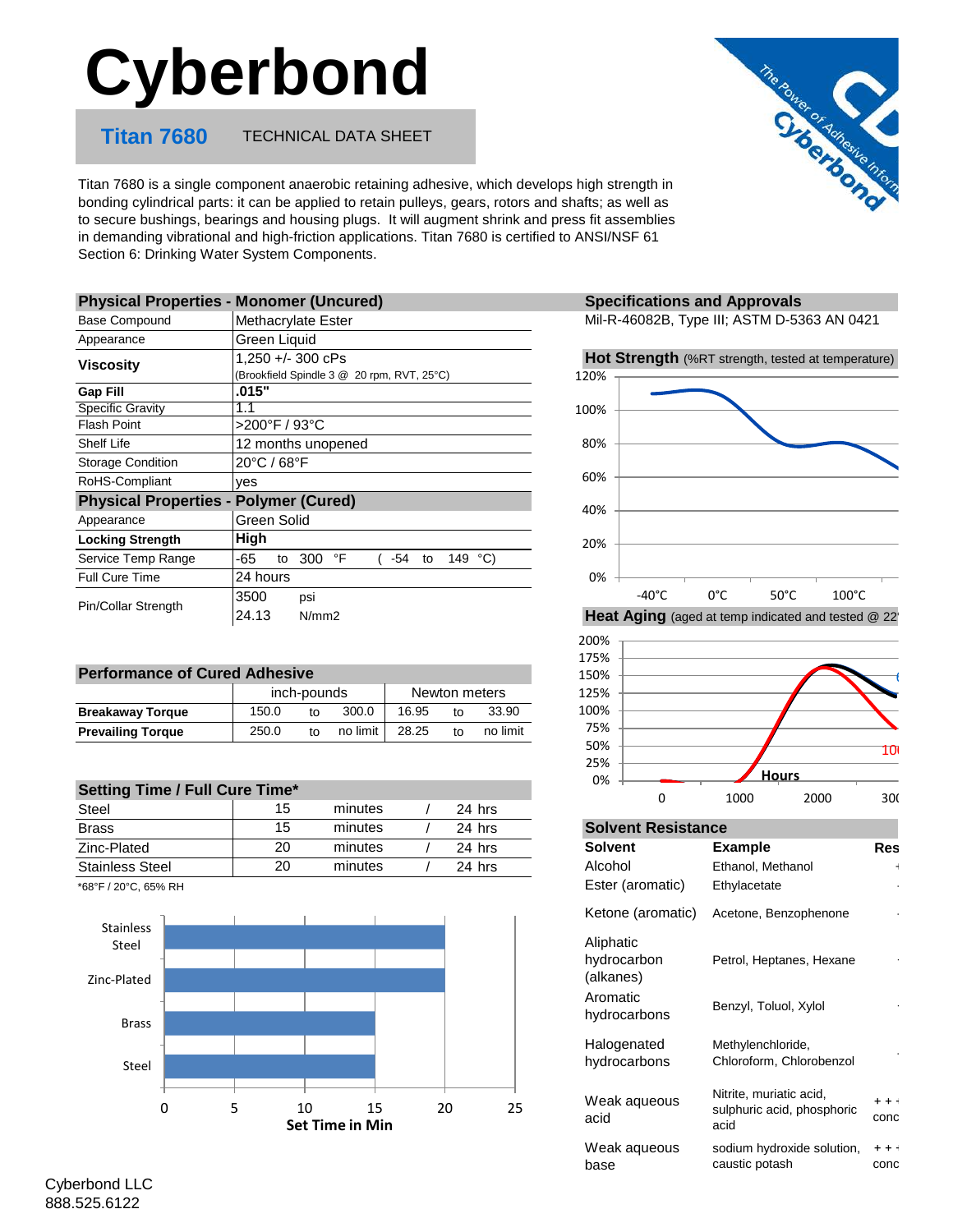# Cyberbond

**Titan 7680** TECHNICAL DATA SHEET

Titan 7680 is a single component anaerobic retaining adhesive, which develops high strength in bonding cylindrical parts: it can be applied to retain pulleys, gears, rotors and shafts; as well as to secure bushings, bearings and housing plugs. It will augment shrink and press fit assemblies in demanding vibrational and high-friction applications. Titan 7680 is certified to ANSI/NSF 61 Section 6: Drinking Water System Components.

| Physical Properties - Monomer (Uncured) | |
|---|---|
| Base Compound | Methacrylate Ester |
| Appearance | Green Liquid |
| **Viscosity** | 1,250 +/- 300 cPs (Brookfield Spindle 3 @ 20 rpm, RVT, 25°C) |
| **Gap Fill** | **.015"** |
| Specific Gravity | 1.1 |
| Flash Point | >200°F / 93°C |
| Shelf Life | 12 months unopened |
| Storage Condition | 20°C / 68°F |
| RoHS-Compliant | yes |
| **Physical Properties - Polymer (Cured)** | |
| Appearance | Green Solid |
| **Locking Strength** | **High** |
| Service Temp Range | -65 to 300 °F ( -54 to 149 °C) |
| Full Cure Time | 24 hours |
| Pin/Collar Strength | 3500 psi<br>24.13 N/mm2 |

## Performance of Cured Adhesive

| | inch-pounds | | | Newton meters | | |
|---|---|---|---|---|---|---|
| **Breakaway Torque** | 150.0 | to | 300.0 | 16.95 | to | 33.90 |
| **Prevailing Torque** | 250.0 | to | no limit | 28.25 | to | no limit |

## Setting Time / Full Cure Time*

| | | | | |
|---|---|---|---|---|
| Steel | 15 | minutes | / | 24 hrs |
| Brass | 15 | minutes | / | 24 hrs |
| Zinc-Plated | 20 | minutes | / | 24 hrs |
| Stainless Steel | 20 | minutes | / | 24 hrs |

*68°F / 20°C, 65% RH

Set Time in Min (bar chart: Stainless Steel 20, Zinc-Plated 20, Brass 15, Steel 15)

## Specifications and Approvals

Mil-R-46082B, Type III; ASTM D-5363 AN 0421

**Hot Strength** (%RT strength, tested at temperature)

**Heat Aging** (aged at temp indicated and tested @ 22

## Solvent Resistance

| Solvent | Example | Res |
|---|---|---|
| Alcohol | Ethanol, Methanol | |
| Ester (aromatic) | Ethylacetate | |
| Ketone (aromatic) | Acetone, Benzophenone | |
| Aliphatic hydrocarbon (alkanes) | Petrol, Heptanes, Hexane | |
| Aromatic hydrocarbons | Benzyl, Toluol, Xylol | |
| Halogenated hydrocarbons | Methylenchloride, Chloroform, Chlorobenzol | |
| Weak aqueous acid | Nitrite, muriatic acid, sulphuric acid, phosphoric acid | + + conc |
| Weak aqueous base | sodium hydroxide solution, caustic potash | + + conc |

Cyberbond LLC
888.525.6122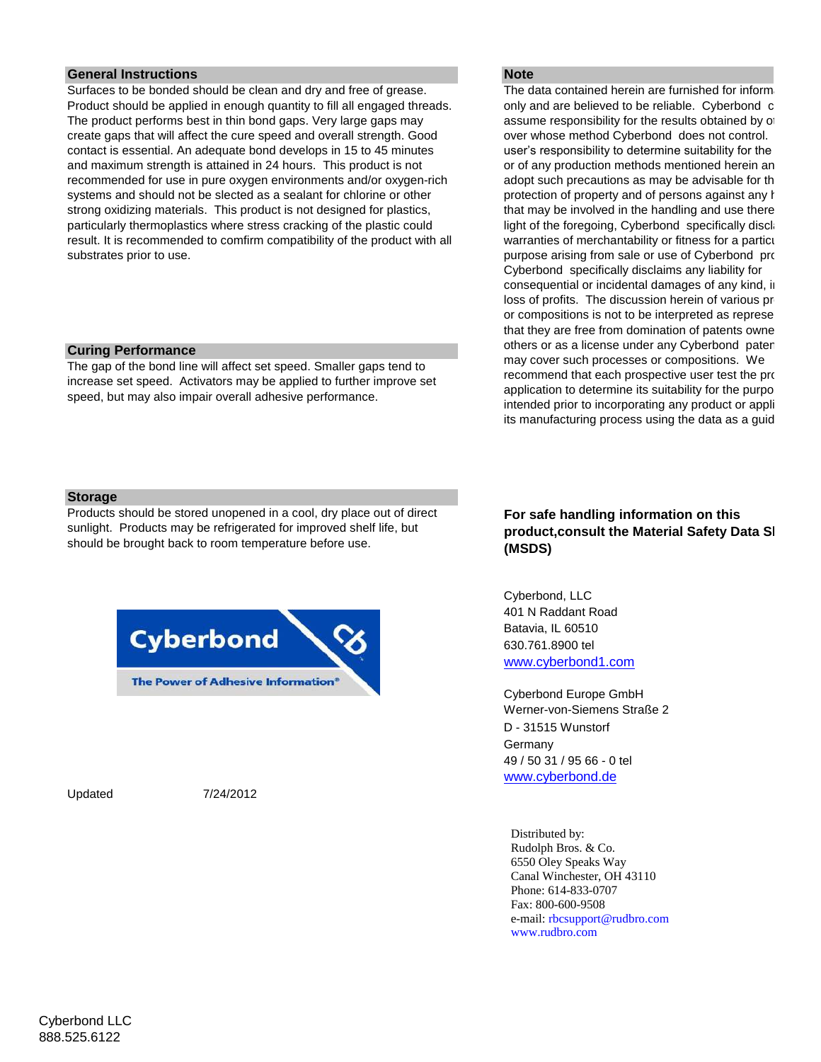## General Instructions

Surfaces to be bonded should be clean and dry and free of grease. Product should be applied in enough quantity to fill all engaged threads. The product performs best in thin bond gaps. Very large gaps may create gaps that will affect the cure speed and overall strength. Good contact is essential. An adequate bond develops in 15 to 45 minutes and maximum strength is attained in 24 hours. This product is not recommended for use in pure oxygen environments and/or oxygen-rich systems and should not be slected as a sealant for chlorine or other strong oxidizing materials. This product is not designed for plastics, particularly thermoplastics where stress cracking of the plastic could result. It is recommended to comfirm compatibility of the product with all substrates prior to use.

## Curing Performance

The gap of the bond line will affect set speed. Smaller gaps tend to increase set speed. Activators may be applied to further improve set speed, but may also impair overall adhesive performance.

## Storage

Products should be stored unopened in a cool, dry place out of direct sunlight. Products may be refrigerated for improved shelf life, but should be brought back to room temperature before use.

Cyberbond

The Power of Adhesive Information®

Updated 7/24/2012

## Note

The data contained herein are furnished for inform only and are believed to be reliable. Cyberbond c assume responsibility for the results obtained by o over whose method Cyberbond does not control. user's responsibility to determine suitability for the or of any production methods mentioned herein an adopt such precautions as may be advisable for th protection of property and of persons against any h that may be involved in the handling and use there light of the foregoing, Cyberbond specifically discl warranties of merchantability or fitness for a particu purpose arising from sale or use of Cyberbond pro Cyberbond specifically disclaims any liability for consequential or incidental damages of any kind, in loss of profits. The discussion herein of various pr or compositions is not to be interpreted as represe that they are free from domination of patents owne others or as a license under any Cyberbond paten may cover such processes or compositions. We recommend that each prospective user test the pro application to determine its suitability for the purpo intended prior to incorporating any product or appli its manufacturing process using the data as a guid

**For safe handling information on this product,consult the Material Safety Data Sl (MSDS)**

Cyberbond, LLC
401 N Raddant Road
Batavia, IL 60510
630.761.8900 tel
www.cyberbond1.com

Cyberbond Europe GmbH
Werner-von-Siemens Straße 2
D - 31515 Wunstorf
Germany
49 / 50 31 / 95 66 - 0 tel
www.cyberbond.de

Distributed by:
Rudolph Bros. & Co.
6550 Oley Speaks Way
Canal Winchester, OH 43110
Phone: 614-833-0707
Fax: 800-600-9508
e-mail: rbcsupport@rudbro.com
www.rudbro.com

Cyberbond LLC
888.525.6122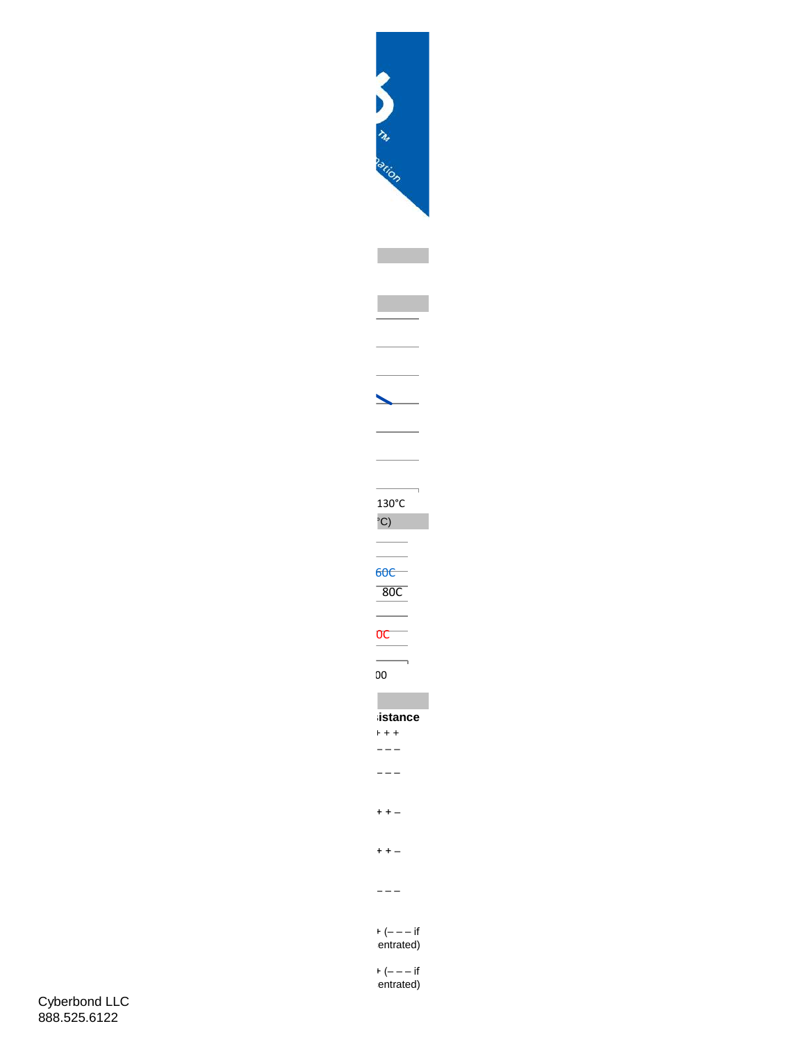130°C

°C)

60C

80C

0C

00

istance

+ + +

– – –

– – –

+ + –

+ + –

– – –

+ (– – – if
entrated)

+ (– – – if
entrated)

Cyberbond LLC
888.525.6122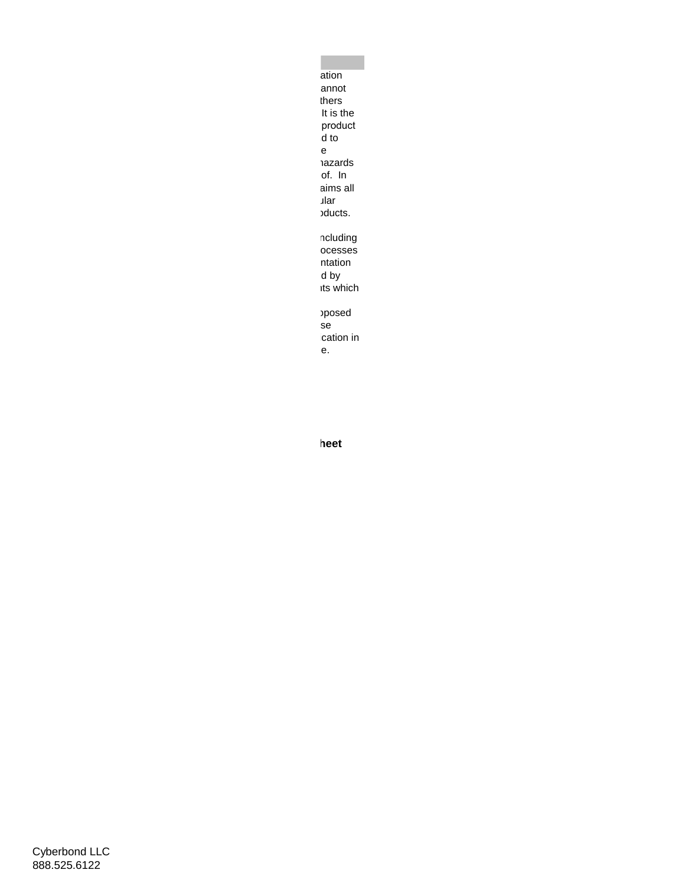ation
annot
thers
It is the
product
d to
e
hazards
of. In
aims all
ular
oducts.

ncluding
ocesses
ntation
d by
its which

oposed
se
ication in
e.

**heet**

Cyberbond LLC
888.525.6122